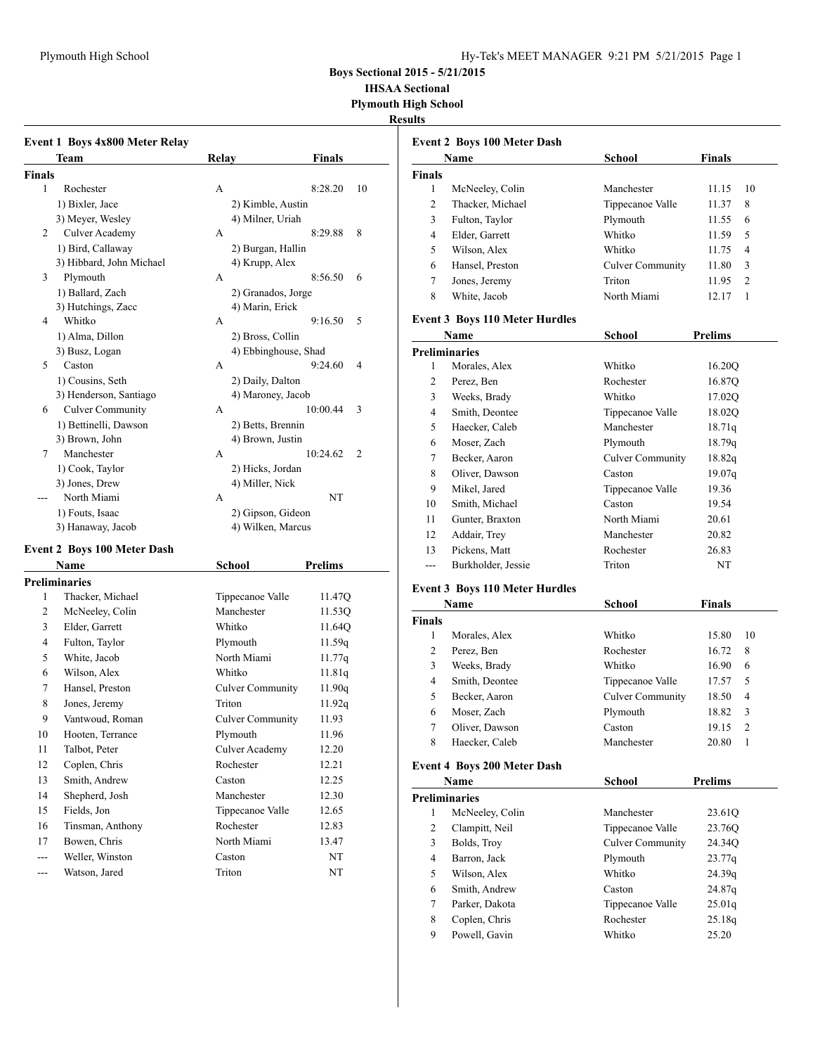**Boys Sectional 2015 - 5/21/2015**

**IHSAA Sectional**

**Plymouth High School**

**Results**

### Event 1 Boys 4x800 Meter Relay

| | Team | Relay | Finals | |
|---|---|---|---|---|
| **Finals** | | | | |
| 1 | Rochester | A | 8:28.20 | 10 |
| | 1) Bixler, Jace | 2) Kimble, Austin | | |
| | 3) Meyer, Wesley | 4) Milner, Uriah | | |
| 2 | Culver Academy | A | 8:29.88 | 8 |
| | 1) Bird, Callaway | 2) Burgan, Hallin | | |
| | 3) Hibbard, John Michael | 4) Krupp, Alex | | |
| 3 | Plymouth | A | 8:56.50 | 6 |
| | 1) Ballard, Zach | 2) Granados, Jorge | | |
| | 3) Hutchings, Zacc | 4) Marin, Erick | | |
| 4 | Whitko | A | 9:16.50 | 5 |
| | 1) Alma, Dillon | 2) Bross, Collin | | |
| | 3) Busz, Logan | 4) Ebbinghouse, Shad | | |
| 5 | Caston | A | 9:24.60 | 4 |
| | 1) Cousins, Seth | 2) Daily, Dalton | | |
| | 3) Henderson, Santiago | 4) Maroney, Jacob | | |
| 6 | Culver Community | A | 10:00.44 | 3 |
| | 1) Bettinelli, Dawson | 2) Betts, Brennin | | |
| | 3) Brown, John | 4) Brown, Justin | | |
| 7 | Manchester | A | 10:24.62 | 2 |
| | 1) Cook, Taylor | 2) Hicks, Jordan | | |
| | 3) Jones, Drew | 4) Miller, Nick | | |
| --- | North Miami | A | NT | |
| | 1) Fouts, Isaac | 2) Gipson, Gideon | | |
| | 3) Hanaway, Jacob | 4) Wilken, Marcus | | |

### Event 2 Boys 100 Meter Dash

| | Name | School | Prelims |
|---|---|---|---|
| **Preliminaries** | | | |
| 1 | Thacker, Michael | Tippecanoe Valle | 11.47Q |
| 2 | McNeeley, Colin | Manchester | 11.53Q |
| 3 | Elder, Garrett | Whitko | 11.64Q |
| 4 | Fulton, Taylor | Plymouth | 11.59q |
| 5 | White, Jacob | North Miami | 11.77q |
| 6 | Wilson, Alex | Whitko | 11.81q |
| 7 | Hansel, Preston | Culver Community | 11.90q |
| 8 | Jones, Jeremy | Triton | 11.92q |
| 9 | Vantwoud, Roman | Culver Community | 11.93 |
| 10 | Hooten, Terrance | Plymouth | 11.96 |
| 11 | Talbot, Peter | Culver Academy | 12.20 |
| 12 | Coplen, Chris | Rochester | 12.21 |
| 13 | Smith, Andrew | Caston | 12.25 |
| 14 | Shepherd, Josh | Manchester | 12.30 |
| 15 | Fields, Jon | Tippecanoe Valle | 12.65 |
| 16 | Tinsman, Anthony | Rochester | 12.83 |
| 17 | Bowen, Chris | North Miami | 13.47 |
| --- | Weller, Winston | Caston | NT |
| --- | Watson, Jared | Triton | NT |

### Event 2 Boys 100 Meter Dash

| | Name | School | Finals | |
|---|---|---|---|---|
| **Finals** | | | | |
| 1 | McNeeley, Colin | Manchester | 11.15 | 10 |
| 2 | Thacker, Michael | Tippecanoe Valle | 11.37 | 8 |
| 3 | Fulton, Taylor | Plymouth | 11.55 | 6 |
| 4 | Elder, Garrett | Whitko | 11.59 | 5 |
| 5 | Wilson, Alex | Whitko | 11.75 | 4 |
| 6 | Hansel, Preston | Culver Community | 11.80 | 3 |
| 7 | Jones, Jeremy | Triton | 11.95 | 2 |
| 8 | White, Jacob | North Miami | 12.17 | 1 |

### Event 3 Boys 110 Meter Hurdles

| | Name | School | Prelims |
|---|---|---|---|
| **Preliminaries** | | | |
| 1 | Morales, Alex | Whitko | 16.20Q |
| 2 | Perez, Ben | Rochester | 16.87Q |
| 3 | Weeks, Brady | Whitko | 17.02Q |
| 4 | Smith, Deontee | Tippecanoe Valle | 18.02Q |
| 5 | Haecker, Caleb | Manchester | 18.71q |
| 6 | Moser, Zach | Plymouth | 18.79q |
| 7 | Becker, Aaron | Culver Community | 18.82q |
| 8 | Oliver, Dawson | Caston | 19.07q |
| 9 | Mikel, Jared | Tippecanoe Valle | 19.36 |
| 10 | Smith, Michael | Caston | 19.54 |
| 11 | Gunter, Braxton | North Miami | 20.61 |
| 12 | Addair, Trey | Manchester | 20.82 |
| 13 | Pickens, Matt | Rochester | 26.83 |
| --- | Burkholder, Jessie | Triton | NT |

### Event 3 Boys 110 Meter Hurdles

| | Name | School | Finals | |
|---|---|---|---|---|
| **Finals** | | | | |
| 1 | Morales, Alex | Whitko | 15.80 | 10 |
| 2 | Perez, Ben | Rochester | 16.72 | 8 |
| 3 | Weeks, Brady | Whitko | 16.90 | 6 |
| 4 | Smith, Deontee | Tippecanoe Valle | 17.57 | 5 |
| 5 | Becker, Aaron | Culver Community | 18.50 | 4 |
| 6 | Moser, Zach | Plymouth | 18.82 | 3 |
| 7 | Oliver, Dawson | Caston | 19.15 | 2 |
| 8 | Haecker, Caleb | Manchester | 20.80 | 1 |

### Event 4 Boys 200 Meter Dash

| | Name | School | Prelims |
|---|---|---|---|
| **Preliminaries** | | | |
| 1 | McNeeley, Colin | Manchester | 23.61Q |
| 2 | Clampitt, Neil | Tippecanoe Valle | 23.76Q |
| 3 | Bolds, Troy | Culver Community | 24.34Q |
| 4 | Barron, Jack | Plymouth | 23.77q |
| 5 | Wilson, Alex | Whitko | 24.39q |
| 6 | Smith, Andrew | Caston | 24.87q |
| 7 | Parker, Dakota | Tippecanoe Valle | 25.01q |
| 8 | Coplen, Chris | Rochester | 25.18q |
| 9 | Powell, Gavin | Whitko | 25.20 |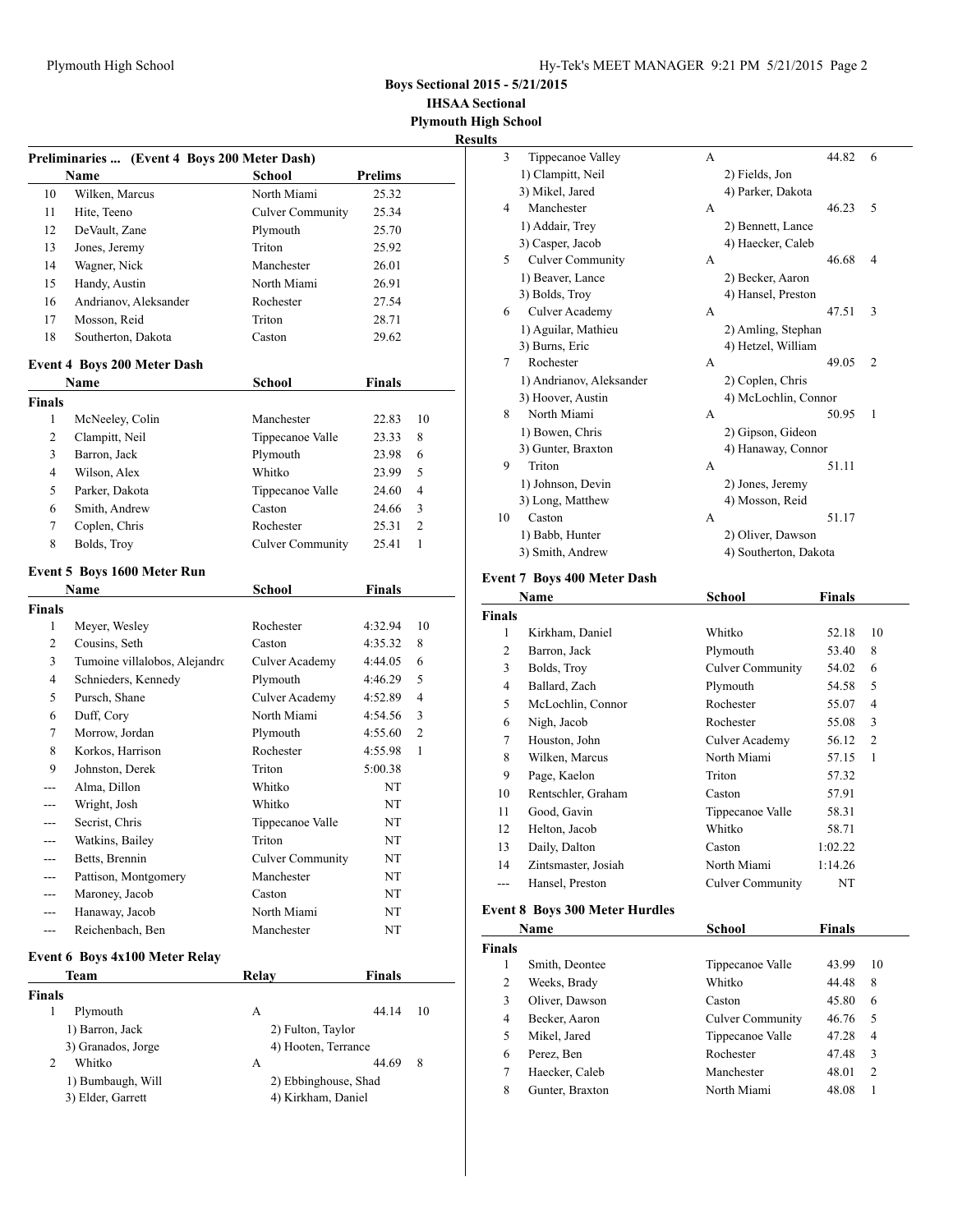**Boys Sectional 2015 - 5/21/2015**
**IHSAA Sectional**
**Plymouth High School**
**Results**

### Preliminaries ... (Event 4 Boys 200 Meter Dash)

| | Name | School | Prelims |
|---|---|---|---|
| 10 | Wilken, Marcus | North Miami | 25.32 |
| 11 | Hite, Teeno | Culver Community | 25.34 |
| 12 | DeVault, Zane | Plymouth | 25.70 |
| 13 | Jones, Jeremy | Triton | 25.92 |
| 14 | Wagner, Nick | Manchester | 26.01 |
| 15 | Handy, Austin | North Miami | 26.91 |
| 16 | Andrianov, Aleksander | Rochester | 27.54 |
| 17 | Mosson, Reid | Triton | 28.71 |
| 18 | Southerton, Dakota | Caston | 29.62 |

### Event 4 Boys 200 Meter Dash

| | Name | School | Finals | |
|---|---|---|---|---|
| **Finals** | | | | |
| 1 | McNeeley, Colin | Manchester | 22.83 | 10 |
| 2 | Clampitt, Neil | Tippecanoe Valle | 23.33 | 8 |
| 3 | Barron, Jack | Plymouth | 23.98 | 6 |
| 4 | Wilson, Alex | Whitko | 23.99 | 5 |
| 5 | Parker, Dakota | Tippecanoe Valle | 24.60 | 4 |
| 6 | Smith, Andrew | Caston | 24.66 | 3 |
| 7 | Coplen, Chris | Rochester | 25.31 | 2 |
| 8 | Bolds, Troy | Culver Community | 25.41 | 1 |

### Event 5 Boys 1600 Meter Run

| | Name | School | Finals | |
|---|---|---|---|---|
| **Finals** | | | | |
| 1 | Meyer, Wesley | Rochester | 4:32.94 | 10 |
| 2 | Cousins, Seth | Caston | 4:35.32 | 8 |
| 3 | Tumoine villalobos, Alejandro | Culver Academy | 4:44.05 | 6 |
| 4 | Schnieders, Kennedy | Plymouth | 4:46.29 | 5 |
| 5 | Pursch, Shane | Culver Academy | 4:52.89 | 4 |
| 6 | Duff, Cory | North Miami | 4:54.56 | 3 |
| 7 | Morrow, Jordan | Plymouth | 4:55.60 | 2 |
| 8 | Korkos, Harrison | Rochester | 4:55.98 | 1 |
| 9 | Johnston, Derek | Triton | 5:00.38 | |
| --- | Alma, Dillon | Whitko | NT | |
| --- | Wright, Josh | Whitko | NT | |
| --- | Secrist, Chris | Tippecanoe Valle | NT | |
| --- | Watkins, Bailey | Triton | NT | |
| --- | Betts, Brennin | Culver Community | NT | |
| --- | Pattison, Montgomery | Manchester | NT | |
| --- | Maroney, Jacob | Caston | NT | |
| --- | Hanaway, Jacob | North Miami | NT | |
| --- | Reichenbach, Ben | Manchester | NT | |

### Event 6 Boys 4x100 Meter Relay

| | Team | Relay | Finals | |
|---|---|---|---|---|
| **Finals** | | | | |
| 1 | Plymouth | A | 44.14 | 10 |
| | 1) Barron, Jack | 2) Fulton, Taylor | | |
| | 3) Granados, Jorge | 4) Hooten, Terrance | | |
| 2 | Whitko | A | 44.69 | 8 |
| | 1) Bumbaugh, Will | 2) Ebbinghouse, Shad | | |
| | 3) Elder, Garrett | 4) Kirkham, Daniel | | |
| 3 | Tippecanoe Valley | A | 44.82 | 6 |
| | 1) Clampitt, Neil | 2) Fields, Jon | | |
| | 3) Mikel, Jared | 4) Parker, Dakota | | |
| 4 | Manchester | A | 46.23 | 5 |
| | 1) Addair, Trey | 2) Bennett, Lance | | |
| | 3) Casper, Jacob | 4) Haecker, Caleb | | |
| 5 | Culver Community | A | 46.68 | 4 |
| | 1) Beaver, Lance | 2) Becker, Aaron | | |
| | 3) Bolds, Troy | 4) Hansel, Preston | | |
| 6 | Culver Academy | A | 47.51 | 3 |
| | 1) Aguilar, Mathieu | 2) Amling, Stephan | | |
| | 3) Burns, Eric | 4) Hetzel, William | | |
| 7 | Rochester | A | 49.05 | 2 |
| | 1) Andrianov, Aleksander | 2) Coplen, Chris | | |
| | 3) Hoover, Austin | 4) McLochlin, Connor | | |
| 8 | North Miami | A | 50.95 | 1 |
| | 1) Bowen, Chris | 2) Gipson, Gideon | | |
| | 3) Gunter, Braxton | 4) Hanaway, Connor | | |
| 9 | Triton | A | 51.11 | |
| | 1) Johnson, Devin | 2) Jones, Jeremy | | |
| | 3) Long, Matthew | 4) Mosson, Reid | | |
| 10 | Caston | A | 51.17 | |
| | 1) Babb, Hunter | 2) Oliver, Dawson | | |
| | 3) Smith, Andrew | 4) Southerton, Dakota | | |

### Event 7 Boys 400 Meter Dash

| | Name | School | Finals | |
|---|---|---|---|---|
| **Finals** | | | | |
| 1 | Kirkham, Daniel | Whitko | 52.18 | 10 |
| 2 | Barron, Jack | Plymouth | 53.40 | 8 |
| 3 | Bolds, Troy | Culver Community | 54.02 | 6 |
| 4 | Ballard, Zach | Plymouth | 54.58 | 5 |
| 5 | McLochlin, Connor | Rochester | 55.07 | 4 |
| 6 | Nigh, Jacob | Rochester | 55.08 | 3 |
| 7 | Houston, John | Culver Academy | 56.12 | 2 |
| 8 | Wilken, Marcus | North Miami | 57.15 | 1 |
| 9 | Page, Kaelon | Triton | 57.32 | |
| 10 | Rentschler, Graham | Caston | 57.91 | |
| 11 | Good, Gavin | Tippecanoe Valle | 58.31 | |
| 12 | Helton, Jacob | Whitko | 58.71 | |
| 13 | Daily, Dalton | Caston | 1:02.22 | |
| 14 | Zintsmaster, Josiah | North Miami | 1:14.26 | |
| --- | Hansel, Preston | Culver Community | NT | |

### Event 8 Boys 300 Meter Hurdles

| | Name | School | Finals | |
|---|---|---|---|---|
| **Finals** | | | | |
| 1 | Smith, Deontee | Tippecanoe Valle | 43.99 | 10 |
| 2 | Weeks, Brady | Whitko | 44.48 | 8 |
| 3 | Oliver, Dawson | Caston | 45.80 | 6 |
| 4 | Becker, Aaron | Culver Community | 46.76 | 5 |
| 5 | Mikel, Jared | Tippecanoe Valle | 47.28 | 4 |
| 6 | Perez, Ben | Rochester | 47.48 | 3 |
| 7 | Haecker, Caleb | Manchester | 48.01 | 2 |
| 8 | Gunter, Braxton | North Miami | 48.08 | 1 |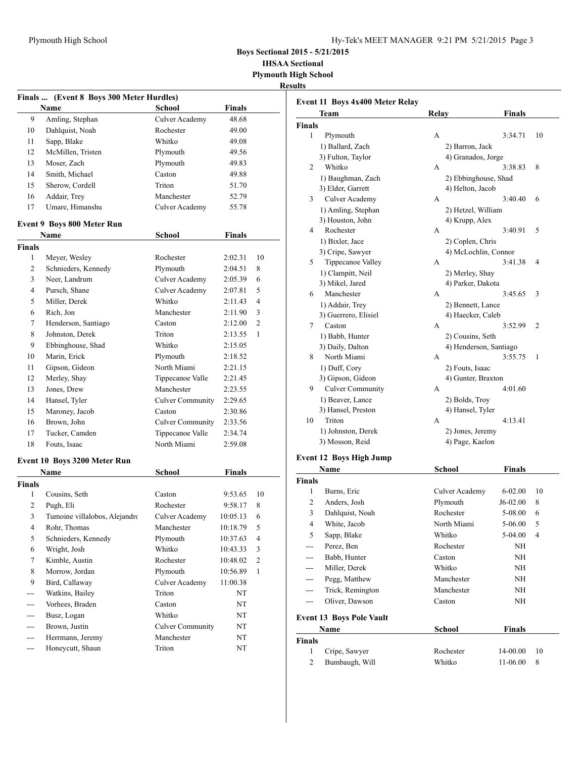**Boys Sectional 2015 - 5/21/2015**

**IHSAA Sectional**

**Plymouth High School**

**Results**

### Finals ... (Event 8 Boys 300 Meter Hurdles)

| | Name | School | Finals | |
|---|---|---|---|---|
| 9 | Amling, Stephan | Culver Academy | 48.68 | |
| 10 | Dahlquist, Noah | Rochester | 49.00 | |
| 11 | Sapp, Blake | Whitko | 49.08 | |
| 12 | McMillen, Tristen | Plymouth | 49.56 | |
| 13 | Moser, Zach | Plymouth | 49.83 | |
| 14 | Smith, Michael | Caston | 49.88 | |
| 15 | Sherow, Cordell | Triton | 51.70 | |
| 16 | Addair, Trey | Manchester | 52.79 | |
| 17 | Umare, Himanshu | Culver Academy | 55.78 | |

### Event 9 Boys 800 Meter Run

| | Name | School | Finals | |
|---|---|---|---|---|
| **Finals** | | | | |
| 1 | Meyer, Wesley | Rochester | 2:02.31 | 10 |
| 2 | Schnieders, Kennedy | Plymouth | 2:04.51 | 8 |
| 3 | Neer, Landrum | Culver Academy | 2:05.39 | 6 |
| 4 | Pursch, Shane | Culver Academy | 2:07.81 | 5 |
| 5 | Miller, Derek | Whitko | 2:11.43 | 4 |
| 6 | Rich, Jon | Manchester | 2:11.90 | 3 |
| 7 | Henderson, Santiago | Caston | 2:12.00 | 2 |
| 8 | Johnston, Derek | Triton | 2:13.55 | 1 |
| 9 | Ebbinghouse, Shad | Whitko | 2:15.05 | |
| 10 | Marin, Erick | Plymouth | 2:18.52 | |
| 11 | Gipson, Gideon | North Miami | 2:21.15 | |
| 12 | Merley, Shay | Tippecanoe Valle | 2:21.45 | |
| 13 | Jones, Drew | Manchester | 2:23.55 | |
| 14 | Hansel, Tyler | Culver Community | 2:29.65 | |
| 15 | Maroney, Jacob | Caston | 2:30.86 | |
| 16 | Brown, John | Culver Community | 2:33.56 | |
| 17 | Tucker, Camden | Tippecanoe Valle | 2:34.74 | |
| 18 | Fouts, Isaac | North Miami | 2:59.08 | |

### Event 10 Boys 3200 Meter Run

| | Name | School | Finals | |
|---|---|---|---|---|
| **Finals** | | | | |
| 1 | Cousins, Seth | Caston | 9:53.65 | 10 |
| 2 | Pugh, Eli | Rochester | 9:58.17 | 8 |
| 3 | Tumoine villalobos, Alejandro | Culver Academy | 10:05.13 | 6 |
| 4 | Rohr, Thomas | Manchester | 10:18.79 | 5 |
| 5 | Schnieders, Kennedy | Plymouth | 10:37.63 | 4 |
| 6 | Wright, Josh | Whitko | 10:43.33 | 3 |
| 7 | Kimble, Austin | Rochester | 10:48.02 | 2 |
| 8 | Morrow, Jordan | Plymouth | 10:56.89 | 1 |
| 9 | Bird, Callaway | Culver Academy | 11:00.38 | |
| --- | Watkins, Bailey | Triton | NT | |
| --- | Vorhees, Braden | Caston | NT | |
| --- | Busz, Logan | Whitko | NT | |
| --- | Brown, Justin | Culver Community | NT | |
| --- | Herrmann, Jeremy | Manchester | NT | |
| --- | Honeycutt, Shaun | Triton | NT | |

### Event 11 Boys 4x400 Meter Relay

| | Team | Relay | Finals | |
|---|---|---|---|---|
| **Finals** | | | | |
| 1 | Plymouth | A | 3:34.71 | 10 |
| | 1) Ballard, Zach | 2) Barron, Jack | | |
| | 3) Fulton, Taylor | 4) Granados, Jorge | | |
| 2 | Whitko | A | 3:38.83 | 8 |
| | 1) Baughman, Zach | 2) Ebbinghouse, Shad | | |
| | 3) Elder, Garrett | 4) Helton, Jacob | | |
| 3 | Culver Academy | A | 3:40.40 | 6 |
| | 1) Amling, Stephan | 2) Hetzel, William | | |
| | 3) Houston, John | 4) Krupp, Alex | | |
| 4 | Rochester | A | 3:40.91 | 5 |
| | 1) Bixler, Jace | 2) Coplen, Chris | | |
| | 3) Cripe, Sawyer | 4) McLochlin, Connor | | |
| 5 | Tippecanoe Valley | A | 3:41.38 | 4 |
| | 1) Clampitt, Neil | 2) Merley, Shay | | |
| | 3) Mikel, Jared | 4) Parker, Dakota | | |
| 6 | Manchester | A | 3:45.65 | 3 |
| | 1) Addair, Trey | 2) Bennett, Lance | | |
| | 3) Guerrero, Elisiel | 4) Haecker, Caleb | | |
| 7 | Caston | A | 3:52.99 | 2 |
| | 1) Babb, Hunter | 2) Cousins, Seth | | |
| | 3) Daily, Dalton | 4) Henderson, Santiago | | |
| 8 | North Miami | A | 3:55.75 | 1 |
| | 1) Duff, Cory | 2) Fouts, Isaac | | |
| | 3) Gipson, Gideon | 4) Gunter, Braxton | | |
| 9 | Culver Community | A | 4:01.60 | |
| | 1) Beaver, Lance | 2) Bolds, Troy | | |
| | 3) Hansel, Preston | 4) Hansel, Tyler | | |
| 10 | Triton | A | 4:13.41 | |
| | 1) Johnston, Derek | 2) Jones, Jeremy | | |
| | 3) Mosson, Reid | 4) Page, Kaelon | | |

### Event 12 Boys High Jump

| | Name | School | Finals | |
|---|---|---|---|---|
| **Finals** | | | | |
| 1 | Burns, Eric | Culver Academy | 6-02.00 | 10 |
| 2 | Anders, Josh | Plymouth | J6-02.00 | 8 |
| 3 | Dahlquist, Noah | Rochester | 5-08.00 | 6 |
| 4 | White, Jacob | North Miami | 5-06.00 | 5 |
| 5 | Sapp, Blake | Whitko | 5-04.00 | 4 |
| --- | Perez, Ben | Rochester | NH | |
| --- | Babb, Hunter | Caston | NH | |
| --- | Miller, Derek | Whitko | NH | |
| --- | Pegg, Matthew | Manchester | NH | |
| --- | Trick, Remington | Manchester | NH | |
| --- | Oliver, Dawson | Caston | NH | |

### Event 13 Boys Pole Vault

| | Name | School | Finals | |
|---|---|---|---|---|
| **Finals** | | | | |
| 1 | Cripe, Sawyer | Rochester | 14-00.00 | 10 |
| 2 | Bumbaugh, Will | Whitko | 11-06.00 | 8 |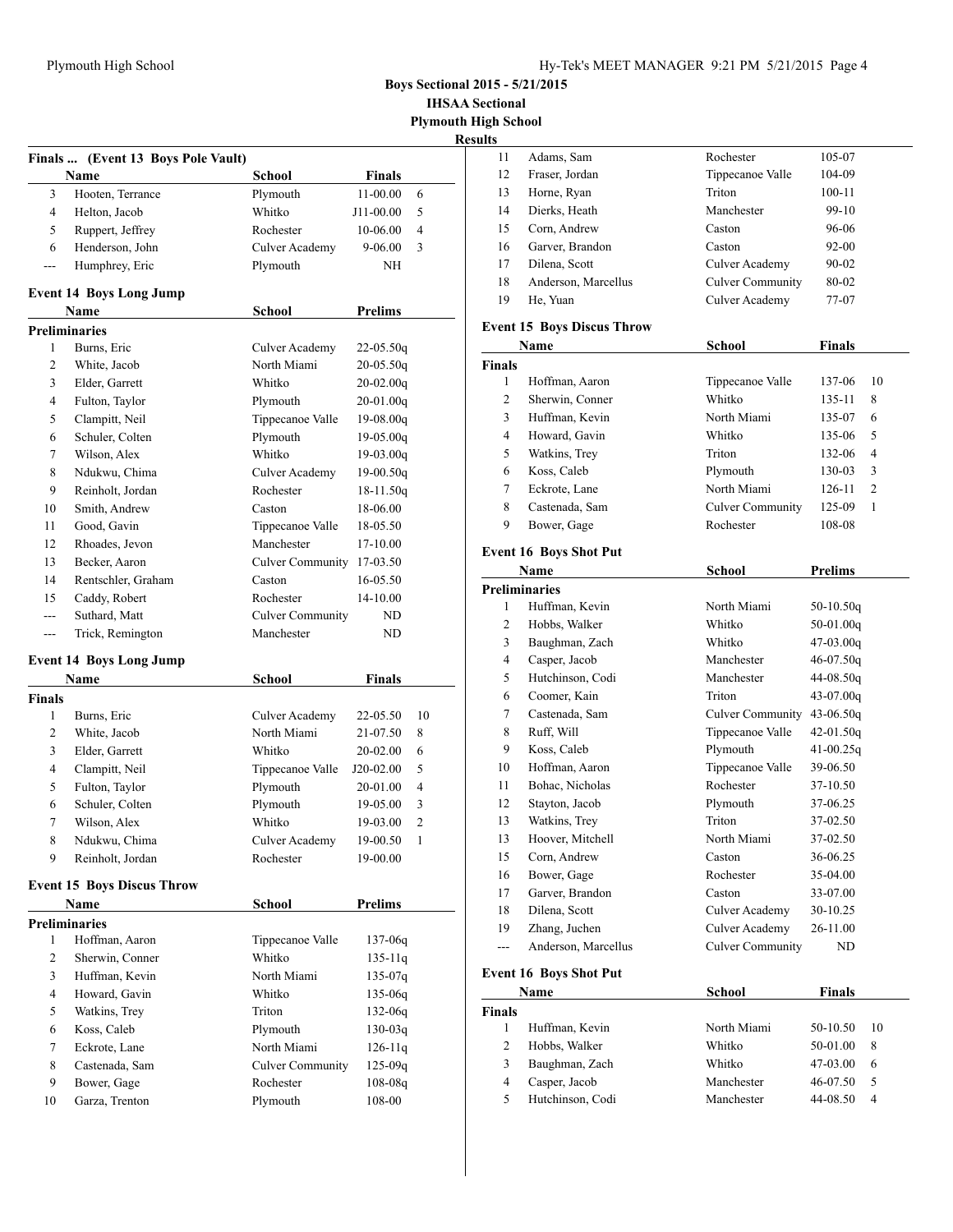## Boys Sectional 2015 - 5/21/2015

**IHSAA Sectional**

**Plymouth High School**

**Results**

### Finals ... (Event 13 Boys Pole Vault)

| | Name | School | Finals | |
|---|---|---|---|---|
| 3 | Hooten, Terrance | Plymouth | 11-00.00 | 6 |
| 4 | Helton, Jacob | Whitko | J11-00.00 | 5 |
| 5 | Ruppert, Jeffrey | Rochester | 10-06.00 | 4 |
| 6 | Henderson, John | Culver Academy | 9-06.00 | 3 |
| --- | Humphrey, Eric | Plymouth | NH | |

### Event 14 Boys Long Jump

| | Name | School | Prelims |
|---|---|---|---|
| **Preliminaries** | | | |
| 1 | Burns, Eric | Culver Academy | 22-05.50q |
| 2 | White, Jacob | North Miami | 20-05.50q |
| 3 | Elder, Garrett | Whitko | 20-02.00q |
| 4 | Fulton, Taylor | Plymouth | 20-01.00q |
| 5 | Clampitt, Neil | Tippecanoe Valle | 19-08.00q |
| 6 | Schuler, Colten | Plymouth | 19-05.00q |
| 7 | Wilson, Alex | Whitko | 19-03.00q |
| 8 | Ndukwu, Chima | Culver Academy | 19-00.50q |
| 9 | Reinholt, Jordan | Rochester | 18-11.50q |
| 10 | Smith, Andrew | Caston | 18-06.00 |
| 11 | Good, Gavin | Tippecanoe Valle | 18-05.50 |
| 12 | Rhoades, Jevon | Manchester | 17-10.00 |
| 13 | Becker, Aaron | Culver Community | 17-03.50 |
| 14 | Rentschler, Graham | Caston | 16-05.50 |
| 15 | Caddy, Robert | Rochester | 14-10.00 |
| --- | Suthard, Matt | Culver Community | ND |
| --- | Trick, Remington | Manchester | ND |

### Event 14 Boys Long Jump

| | Name | School | Finals | |
|---|---|---|---|---|
| **Finals** | | | | |
| 1 | Burns, Eric | Culver Academy | 22-05.50 | 10 |
| 2 | White, Jacob | North Miami | 21-07.50 | 8 |
| 3 | Elder, Garrett | Whitko | 20-02.00 | 6 |
| 4 | Clampitt, Neil | Tippecanoe Valle | J20-02.00 | 5 |
| 5 | Fulton, Taylor | Plymouth | 20-01.00 | 4 |
| 6 | Schuler, Colten | Plymouth | 19-05.00 | 3 |
| 7 | Wilson, Alex | Whitko | 19-03.00 | 2 |
| 8 | Ndukwu, Chima | Culver Academy | 19-00.50 | 1 |
| 9 | Reinholt, Jordan | Rochester | 19-00.00 | |

### Event 15 Boys Discus Throw

| | Name | School | Prelims |
|---|---|---|---|
| **Preliminaries** | | | |
| 1 | Hoffman, Aaron | Tippecanoe Valle | 137-06q |
| 2 | Sherwin, Conner | Whitko | 135-11q |
| 3 | Huffman, Kevin | North Miami | 135-07q |
| 4 | Howard, Gavin | Whitko | 135-06q |
| 5 | Watkins, Trey | Triton | 132-06q |
| 6 | Koss, Caleb | Plymouth | 130-03q |
| 7 | Eckrote, Lane | North Miami | 126-11q |
| 8 | Castenada, Sam | Culver Community | 125-09q |
| 9 | Bower, Gage | Rochester | 108-08q |
| 10 | Garza, Trenton | Plymouth | 108-00 |
| 11 | Adams, Sam | Rochester | 105-07 |
| 12 | Fraser, Jordan | Tippecanoe Valle | 104-09 |
| 13 | Horne, Ryan | Triton | 100-11 |
| 14 | Dierks, Heath | Manchester | 99-10 |
| 15 | Corn, Andrew | Caston | 96-06 |
| 16 | Garver, Brandon | Caston | 92-00 |
| 17 | Dilena, Scott | Culver Academy | 90-02 |
| 18 | Anderson, Marcellus | Culver Community | 80-02 |
| 19 | He, Yuan | Culver Academy | 77-07 |

### Event 15 Boys Discus Throw

| | Name | School | Finals | |
|---|---|---|---|---|
| **Finals** | | | | |
| 1 | Hoffman, Aaron | Tippecanoe Valle | 137-06 | 10 |
| 2 | Sherwin, Conner | Whitko | 135-11 | 8 |
| 3 | Huffman, Kevin | North Miami | 135-07 | 6 |
| 4 | Howard, Gavin | Whitko | 135-06 | 5 |
| 5 | Watkins, Trey | Triton | 132-06 | 4 |
| 6 | Koss, Caleb | Plymouth | 130-03 | 3 |
| 7 | Eckrote, Lane | North Miami | 126-11 | 2 |
| 8 | Castenada, Sam | Culver Community | 125-09 | 1 |
| 9 | Bower, Gage | Rochester | 108-08 | |

### Event 16 Boys Shot Put

| | Name | School | Prelims |
|---|---|---|---|
| **Preliminaries** | | | |
| 1 | Huffman, Kevin | North Miami | 50-10.50q |
| 2 | Hobbs, Walker | Whitko | 50-01.00q |
| 3 | Baughman, Zach | Whitko | 47-03.00q |
| 4 | Casper, Jacob | Manchester | 46-07.50q |
| 5 | Hutchinson, Codi | Manchester | 44-08.50q |
| 6 | Coomer, Kain | Triton | 43-07.00q |
| 7 | Castenada, Sam | Culver Community | 43-06.50q |
| 8 | Ruff, Will | Tippecanoe Valle | 42-01.50q |
| 9 | Koss, Caleb | Plymouth | 41-00.25q |
| 10 | Hoffman, Aaron | Tippecanoe Valle | 39-06.50 |
| 11 | Bohac, Nicholas | Rochester | 37-10.50 |
| 12 | Stayton, Jacob | Plymouth | 37-06.25 |
| 13 | Watkins, Trey | Triton | 37-02.50 |
| 13 | Hoover, Mitchell | North Miami | 37-02.50 |
| 15 | Corn, Andrew | Caston | 36-06.25 |
| 16 | Bower, Gage | Rochester | 35-04.00 |
| 17 | Garver, Brandon | Caston | 33-07.00 |
| 18 | Dilena, Scott | Culver Academy | 30-10.25 |
| 19 | Zhang, Juchen | Culver Academy | 26-11.00 |
| --- | Anderson, Marcellus | Culver Community | ND |

### Event 16 Boys Shot Put

| | Name | School | Finals | |
|---|---|---|---|---|
| **Finals** | | | | |
| 1 | Huffman, Kevin | North Miami | 50-10.50 | 10 |
| 2 | Hobbs, Walker | Whitko | 50-01.00 | 8 |
| 3 | Baughman, Zach | Whitko | 47-03.00 | 6 |
| 4 | Casper, Jacob | Manchester | 46-07.50 | 5 |
| 5 | Hutchinson, Codi | Manchester | 44-08.50 | 4 |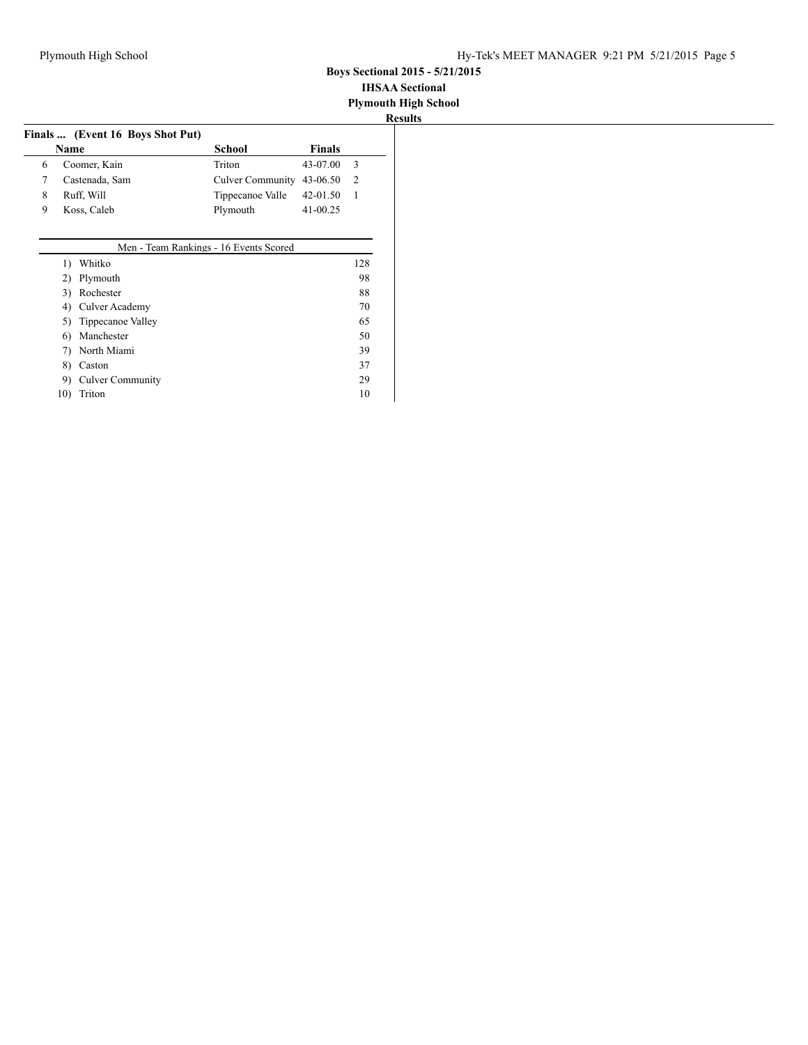**Boys Sectional 2015 - 5/21/2015**

**IHSAA Sectional**

**Plymouth High School**

**Results**

**Finals ... (Event 16 Boys Shot Put)**

| | Name | School | Finals | |
|---|---|---|---|---|
| 6 | Coomer, Kain | Triton | 43-07.00 | 3 |
| 7 | Castenada, Sam | Culver Community | 43-06.50 | 2 |
| 8 | Ruff, Will | Tippecanoe Valle | 42-01.50 | 1 |
| 9 | Koss, Caleb | Plymouth | 41-00.25 | |

**Men - Team Rankings - 16 Events Scored**

| | | |
|---|---|---|
| 1) | Whitko | 128 |
| 2) | Plymouth | 98 |
| 3) | Rochester | 88 |
| 4) | Culver Academy | 70 |
| 5) | Tippecanoe Valley | 65 |
| 6) | Manchester | 50 |
| 7) | North Miami | 39 |
| 8) | Caston | 37 |
| 9) | Culver Community | 29 |
| 10) | Triton | 10 |